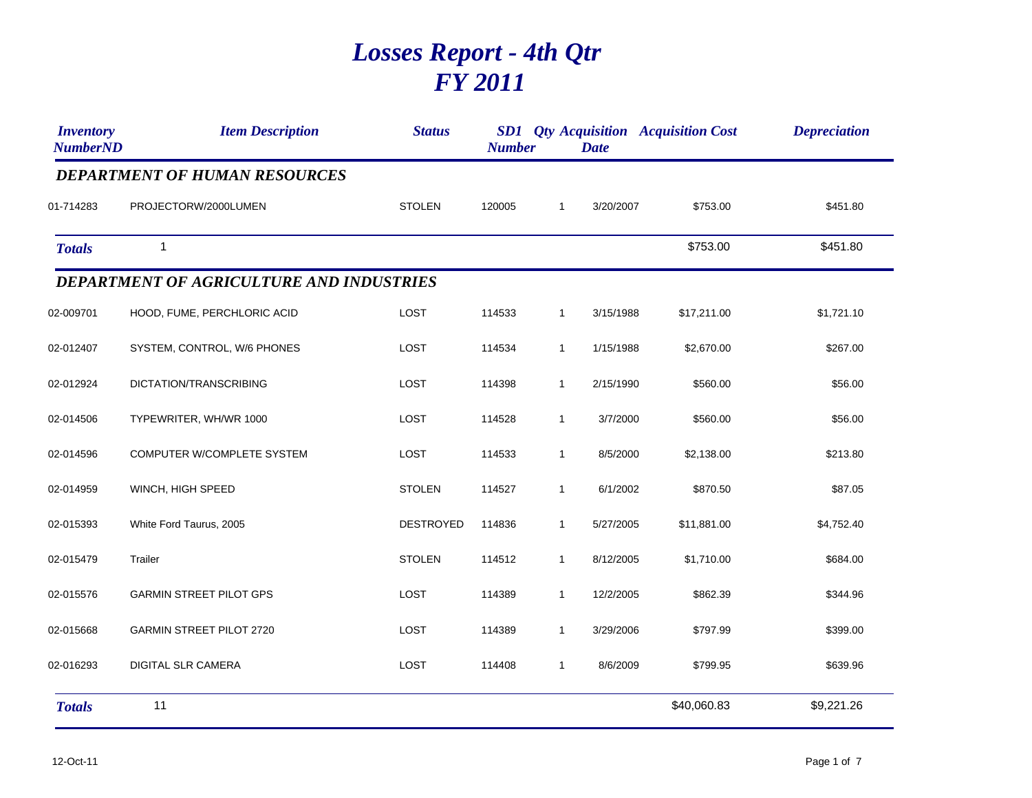# Losses Report - 4th Qtr
# FY 2011

| Inventory NumberND | Item Description | Status | SD1 Number | Qty | Acquisition Date | Acquisition Cost | Depreciation |
|---|---|---|---|---|---|---|---|
| ***DEPARTMENT OF HUMAN RESOURCES*** | | | | | | | |
| 01-714283 | PROJECTORW/2000LUMEN | STOLEN | 120005 | 1 | 3/20/2007 | $753.00 | $451.80 |
| ***Totals*** | 1 | | | | | $753.00 | $451.80 |
| ***DEPARTMENT OF AGRICULTURE AND INDUSTRIES*** | | | | | | | |
| 02-009701 | HOOD, FUME, PERCHLORIC ACID | LOST | 114533 | 1 | 3/15/1988 | $17,211.00 | $1,721.10 |
| 02-012407 | SYSTEM, CONTROL, W/6 PHONES | LOST | 114534 | 1 | 1/15/1988 | $2,670.00 | $267.00 |
| 02-012924 | DICTATION/TRANSCRIBING | LOST | 114398 | 1 | 2/15/1990 | $560.00 | $56.00 |
| 02-014506 | TYPEWRITER, WH/WR 1000 | LOST | 114528 | 1 | 3/7/2000 | $560.00 | $56.00 |
| 02-014596 | COMPUTER W/COMPLETE SYSTEM | LOST | 114533 | 1 | 8/5/2000 | $2,138.00 | $213.80 |
| 02-014959 | WINCH, HIGH SPEED | STOLEN | 114527 | 1 | 6/1/2002 | $870.50 | $87.05 |
| 02-015393 | White Ford Taurus, 2005 | DESTROYED | 114836 | 1 | 5/27/2005 | $11,881.00 | $4,752.40 |
| 02-015479 | Trailer | STOLEN | 114512 | 1 | 8/12/2005 | $1,710.00 | $684.00 |
| 02-015576 | GARMIN STREET PILOT GPS | LOST | 114389 | 1 | 12/2/2005 | $862.39 | $344.96 |
| 02-015668 | GARMIN STREET PILOT 2720 | LOST | 114389 | 1 | 3/29/2006 | $797.99 | $399.00 |
| 02-016293 | DIGITAL SLR CAMERA | LOST | 114408 | 1 | 8/6/2009 | $799.95 | $639.96 |
| ***Totals*** | 11 | | | | | $40,060.83 | $9,221.26 |

12-Oct-11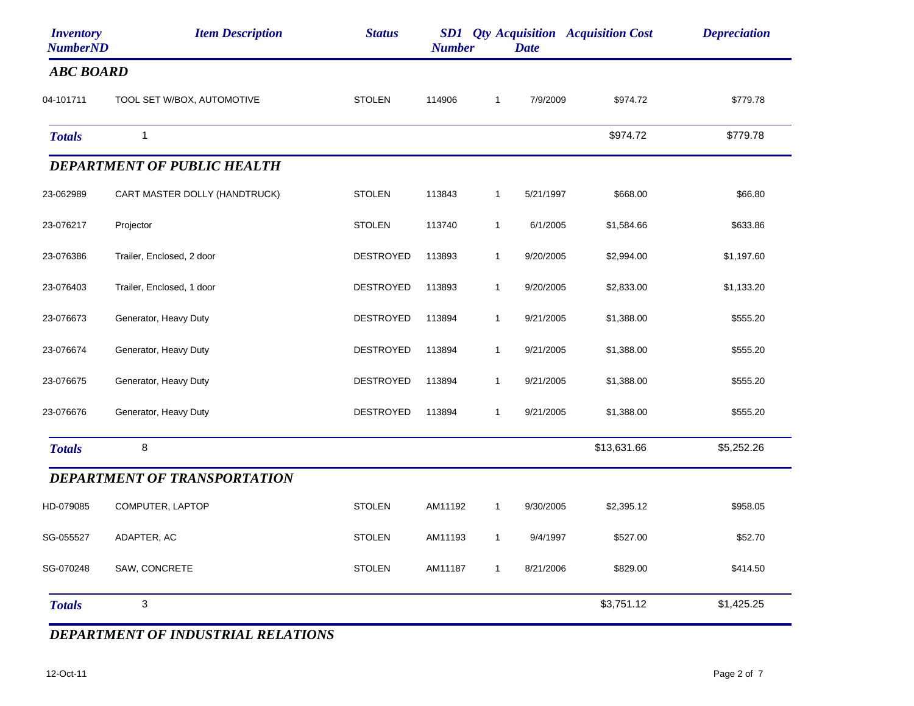| Inventory NumberND | Item Description | Status | SD1 Number | Qty | Acquisition Date | Acquisition Cost | Depreciation |
|---|---|---|---|---|---|---|---|
| ***ABC BOARD*** | | | | | | | |
| 04-101711 | TOOL SET W/BOX, AUTOMOTIVE | STOLEN | 114906 | 1 | 7/9/2009 | $974.72 | $779.78 |
| ***Totals*** | 1 | | | | | $974.72 | $779.78 |
| ***DEPARTMENT OF PUBLIC HEALTH*** | | | | | | | |
| 23-062989 | CART MASTER DOLLY (HANDTRUCK) | STOLEN | 113843 | 1 | 5/21/1997 | $668.00 | $66.80 |
| 23-076217 | Projector | STOLEN | 113740 | 1 | 6/1/2005 | $1,584.66 | $633.86 |
| 23-076386 | Trailer, Enclosed, 2 door | DESTROYED | 113893 | 1 | 9/20/2005 | $2,994.00 | $1,197.60 |
| 23-076403 | Trailer, Enclosed, 1 door | DESTROYED | 113893 | 1 | 9/20/2005 | $2,833.00 | $1,133.20 |
| 23-076673 | Generator, Heavy Duty | DESTROYED | 113894 | 1 | 9/21/2005 | $1,388.00 | $555.20 |
| 23-076674 | Generator, Heavy Duty | DESTROYED | 113894 | 1 | 9/21/2005 | $1,388.00 | $555.20 |
| 23-076675 | Generator, Heavy Duty | DESTROYED | 113894 | 1 | 9/21/2005 | $1,388.00 | $555.20 |
| 23-076676 | Generator, Heavy Duty | DESTROYED | 113894 | 1 | 9/21/2005 | $1,388.00 | $555.20 |
| ***Totals*** | 8 | | | | | $13,631.66 | $5,252.26 |
| ***DEPARTMENT OF TRANSPORTATION*** | | | | | | | |
| HD-079085 | COMPUTER, LAPTOP | STOLEN | AM11192 | 1 | 9/30/2005 | $2,395.12 | $958.05 |
| SG-055527 | ADAPTER, AC | STOLEN | AM11193 | 1 | 9/4/1997 | $527.00 | $52.70 |
| SG-070248 | SAW, CONCRETE | STOLEN | AM11187 | 1 | 8/21/2006 | $829.00 | $414.50 |
| ***Totals*** | 3 | | | | | $3,751.12 | $1,425.25 |

## *DEPARTMENT OF INDUSTRIAL RELATIONS*

12-Oct-11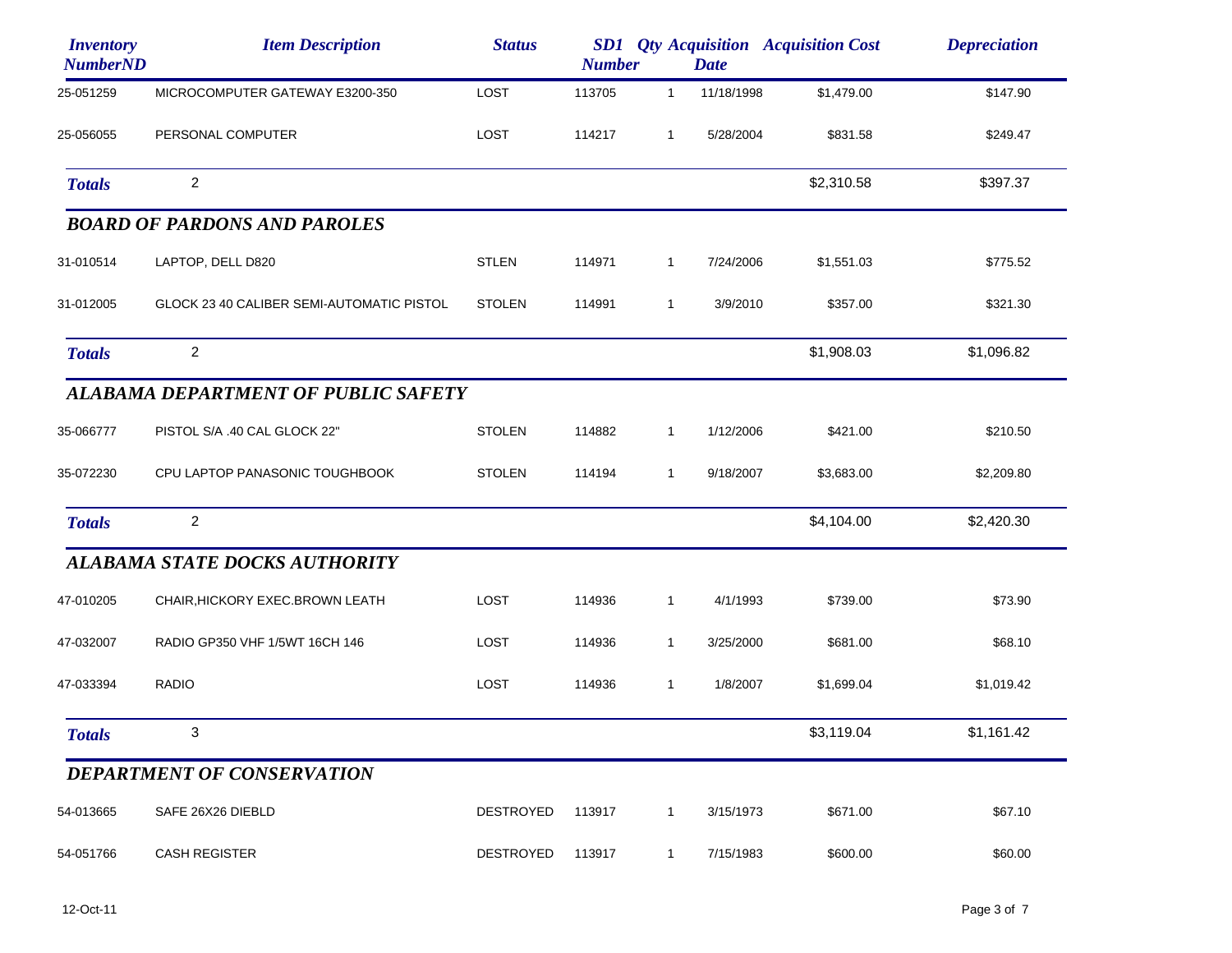| Inventory NumberND | Item Description | Status | SD1 Number | Qty | Acquisition Date | Acquisition Cost | Depreciation |
|---|---|---|---|---|---|---|---|
| 25-051259 | MICROCOMPUTER GATEWAY E3200-350 | LOST | 113705 | 1 | 11/18/1998 | $1,479.00 | $147.90 |
| 25-056055 | PERSONAL COMPUTER | LOST | 114217 | 1 | 5/28/2004 | $831.58 | $249.47 |
| **Totals** | 2 | | | | | $2,310.58 | $397.37 |

### BOARD OF PARDONS AND PAROLES

| Inventory NumberND | Item Description | Status | SD1 Number | Qty | Acquisition Date | Acquisition Cost | Depreciation |
|---|---|---|---|---|---|---|---|
| 31-010514 | LAPTOP, DELL D820 | STLEN | 114971 | 1 | 7/24/2006 | $1,551.03 | $775.52 |
| 31-012005 | GLOCK 23 40 CALIBER SEMI-AUTOMATIC PISTOL | STOLEN | 114991 | 1 | 3/9/2010 | $357.00 | $321.30 |
| **Totals** | 2 | | | | | $1,908.03 | $1,096.82 |

### ALABAMA DEPARTMENT OF PUBLIC SAFETY

| Inventory NumberND | Item Description | Status | SD1 Number | Qty | Acquisition Date | Acquisition Cost | Depreciation |
|---|---|---|---|---|---|---|---|
| 35-066777 | PISTOL S/A .40 CAL GLOCK 22" | STOLEN | 114882 | 1 | 1/12/2006 | $421.00 | $210.50 |
| 35-072230 | CPU LAPTOP PANASONIC TOUGHBOOK | STOLEN | 114194 | 1 | 9/18/2007 | $3,683.00 | $2,209.80 |
| **Totals** | 2 | | | | | $4,104.00 | $2,420.30 |

### ALABAMA STATE DOCKS AUTHORITY

| Inventory NumberND | Item Description | Status | SD1 Number | Qty | Acquisition Date | Acquisition Cost | Depreciation |
|---|---|---|---|---|---|---|---|
| 47-010205 | CHAIR,HICKORY EXEC.BROWN LEATH | LOST | 114936 | 1 | 4/1/1993 | $739.00 | $73.90 |
| 47-032007 | RADIO GP350 VHF 1/5WT 16CH 146 | LOST | 114936 | 1 | 3/25/2000 | $681.00 | $68.10 |
| 47-033394 | RADIO | LOST | 114936 | 1 | 1/8/2007 | $1,699.04 | $1,019.42 |
| **Totals** | 3 | | | | | $3,119.04 | $1,161.42 |

### DEPARTMENT OF CONSERVATION

| Inventory NumberND | Item Description | Status | SD1 Number | Qty | Acquisition Date | Acquisition Cost | Depreciation |
|---|---|---|---|---|---|---|---|
| 54-013665 | SAFE 26X26 DIEBLD | DESTROYED | 113917 | 1 | 3/15/1973 | $671.00 | $67.10 |
| 54-051766 | CASH REGISTER | DESTROYED | 113917 | 1 | 7/15/1983 | $600.00 | $60.00 |

12-Oct-11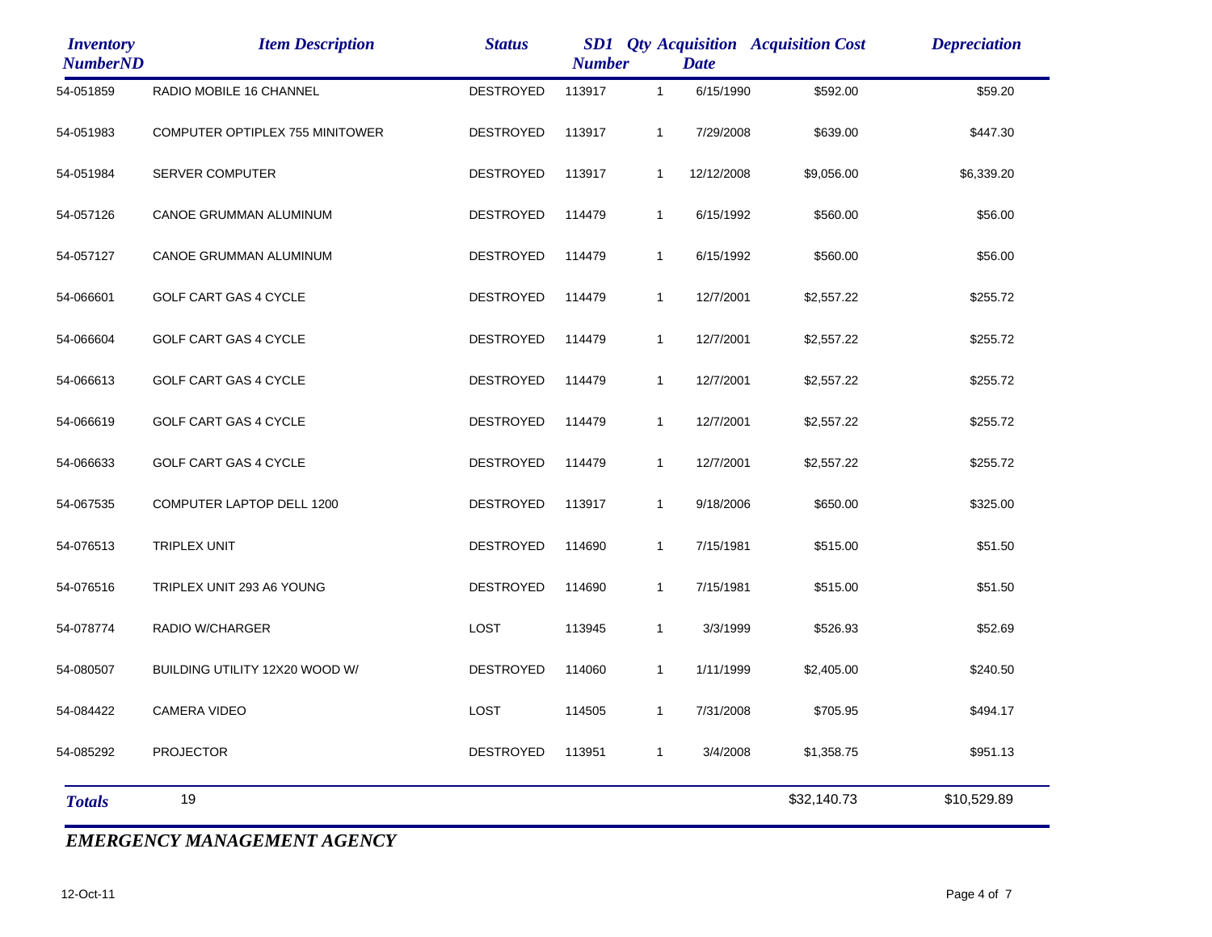| *Inventory NumberND* | *Item Description* | *Status* | *SD1 Number* | *Qty* | *Acquisition Date* | *Acquisition Cost* | *Depreciation* |
|---|---|---|---|---|---|---|---|
| 54-051859 | RADIO MOBILE 16 CHANNEL | DESTROYED | 113917 | 1 | 6/15/1990 | $592.00 | $59.20 |
| 54-051983 | COMPUTER OPTIPLEX 755 MINITOWER | DESTROYED | 113917 | 1 | 7/29/2008 | $639.00 | $447.30 |
| 54-051984 | SERVER COMPUTER | DESTROYED | 113917 | 1 | 12/12/2008 | $9,056.00 | $6,339.20 |
| 54-057126 | CANOE GRUMMAN ALUMINUM | DESTROYED | 114479 | 1 | 6/15/1992 | $560.00 | $56.00 |
| 54-057127 | CANOE GRUMMAN ALUMINUM | DESTROYED | 114479 | 1 | 6/15/1992 | $560.00 | $56.00 |
| 54-066601 | GOLF CART GAS 4 CYCLE | DESTROYED | 114479 | 1 | 12/7/2001 | $2,557.22 | $255.72 |
| 54-066604 | GOLF CART GAS 4 CYCLE | DESTROYED | 114479 | 1 | 12/7/2001 | $2,557.22 | $255.72 |
| 54-066613 | GOLF CART GAS 4 CYCLE | DESTROYED | 114479 | 1 | 12/7/2001 | $2,557.22 | $255.72 |
| 54-066619 | GOLF CART GAS 4 CYCLE | DESTROYED | 114479 | 1 | 12/7/2001 | $2,557.22 | $255.72 |
| 54-066633 | GOLF CART GAS 4 CYCLE | DESTROYED | 114479 | 1 | 12/7/2001 | $2,557.22 | $255.72 |
| 54-067535 | COMPUTER LAPTOP DELL 1200 | DESTROYED | 113917 | 1 | 9/18/2006 | $650.00 | $325.00 |
| 54-076513 | TRIPLEX UNIT | DESTROYED | 114690 | 1 | 7/15/1981 | $515.00 | $51.50 |
| 54-076516 | TRIPLEX UNIT 293 A6 YOUNG | DESTROYED | 114690 | 1 | 7/15/1981 | $515.00 | $51.50 |
| 54-078774 | RADIO W/CHARGER | LOST | 113945 | 1 | 3/3/1999 | $526.93 | $52.69 |
| 54-080507 | BUILDING UTILITY 12X20 WOOD W/ | DESTROYED | 114060 | 1 | 1/11/1999 | $2,405.00 | $240.50 |
| 54-084422 | CAMERA VIDEO | LOST | 114505 | 1 | 7/31/2008 | $705.95 | $494.17 |
| 54-085292 | PROJECTOR | DESTROYED | 113951 | 1 | 3/4/2008 | $1,358.75 | $951.13 |
| ***Totals*** | 19 | | | | | $32,140.73 | $10,529.89 |

***EMERGENCY MANAGEMENT AGENCY***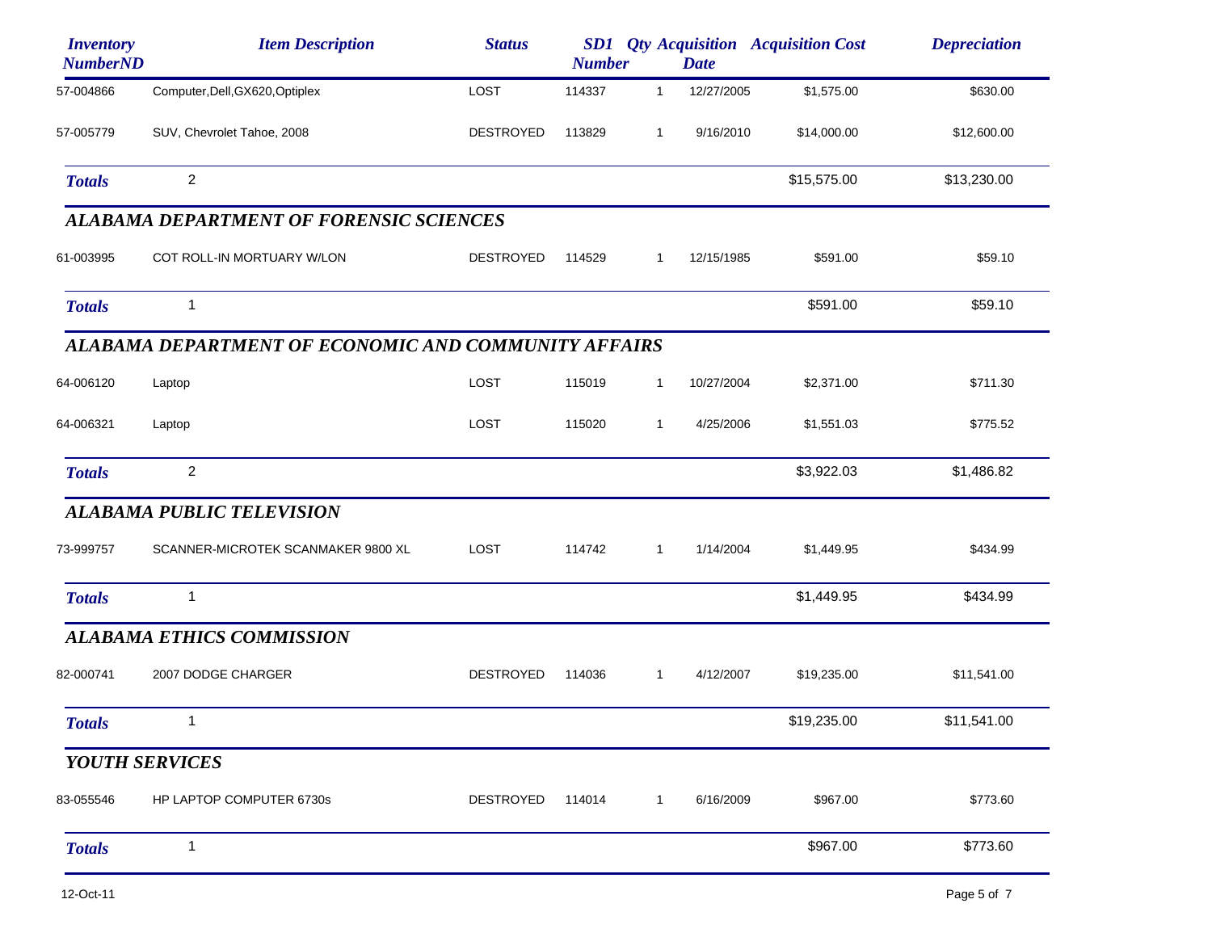| Inventory NumberND | Item Description | Status | SD1 Number | Qty | Acquisition Date | Acquisition Cost | Depreciation |
|---|---|---|---|---|---|---|---|
| 57-004866 | Computer,Dell,GX620,Optiplex | LOST | 114337 | 1 | 12/27/2005 | $1,575.00 | $630.00 |
| 57-005779 | SUV, Chevrolet Tahoe, 2008 | DESTROYED | 113829 | 1 | 9/16/2010 | $14,000.00 | $12,600.00 |
| **Totals** | 2 | | | | | $15,575.00 | $13,230.00 |

### ALABAMA DEPARTMENT OF FORENSIC SCIENCES

| Inventory NumberND | Item Description | Status | SD1 Number | Qty | Acquisition Date | Acquisition Cost | Depreciation |
|---|---|---|---|---|---|---|---|
| 61-003995 | COT ROLL-IN MORTUARY W/LON | DESTROYED | 114529 | 1 | 12/15/1985 | $591.00 | $59.10 |
| **Totals** | 1 | | | | | $591.00 | $59.10 |

### ALABAMA DEPARTMENT OF ECONOMIC AND COMMUNITY AFFAIRS

| Inventory NumberND | Item Description | Status | SD1 Number | Qty | Acquisition Date | Acquisition Cost | Depreciation |
|---|---|---|---|---|---|---|---|
| 64-006120 | Laptop | LOST | 115019 | 1 | 10/27/2004 | $2,371.00 | $711.30 |
| 64-006321 | Laptop | LOST | 115020 | 1 | 4/25/2006 | $1,551.03 | $775.52 |
| **Totals** | 2 | | | | | $3,922.03 | $1,486.82 |

### ALABAMA PUBLIC TELEVISION

| Inventory NumberND | Item Description | Status | SD1 Number | Qty | Acquisition Date | Acquisition Cost | Depreciation |
|---|---|---|---|---|---|---|---|
| 73-999757 | SCANNER-MICROTEK SCANMAKER 9800 XL | LOST | 114742 | 1 | 1/14/2004 | $1,449.95 | $434.99 |
| **Totals** | 1 | | | | | $1,449.95 | $434.99 |

### ALABAMA ETHICS COMMISSION

| Inventory NumberND | Item Description | Status | SD1 Number | Qty | Acquisition Date | Acquisition Cost | Depreciation |
|---|---|---|---|---|---|---|---|
| 82-000741 | 2007 DODGE CHARGER | DESTROYED | 114036 | 1 | 4/12/2007 | $19,235.00 | $11,541.00 |
| **Totals** | 1 | | | | | $19,235.00 | $11,541.00 |

### YOUTH SERVICES

| Inventory NumberND | Item Description | Status | SD1 Number | Qty | Acquisition Date | Acquisition Cost | Depreciation |
|---|---|---|---|---|---|---|---|
| 83-055546 | HP LAPTOP COMPUTER 6730s | DESTROYED | 114014 | 1 | 6/16/2009 | $967.00 | $773.60 |
| **Totals** | 1 | | | | | $967.00 | $773.60 |

12-Oct-11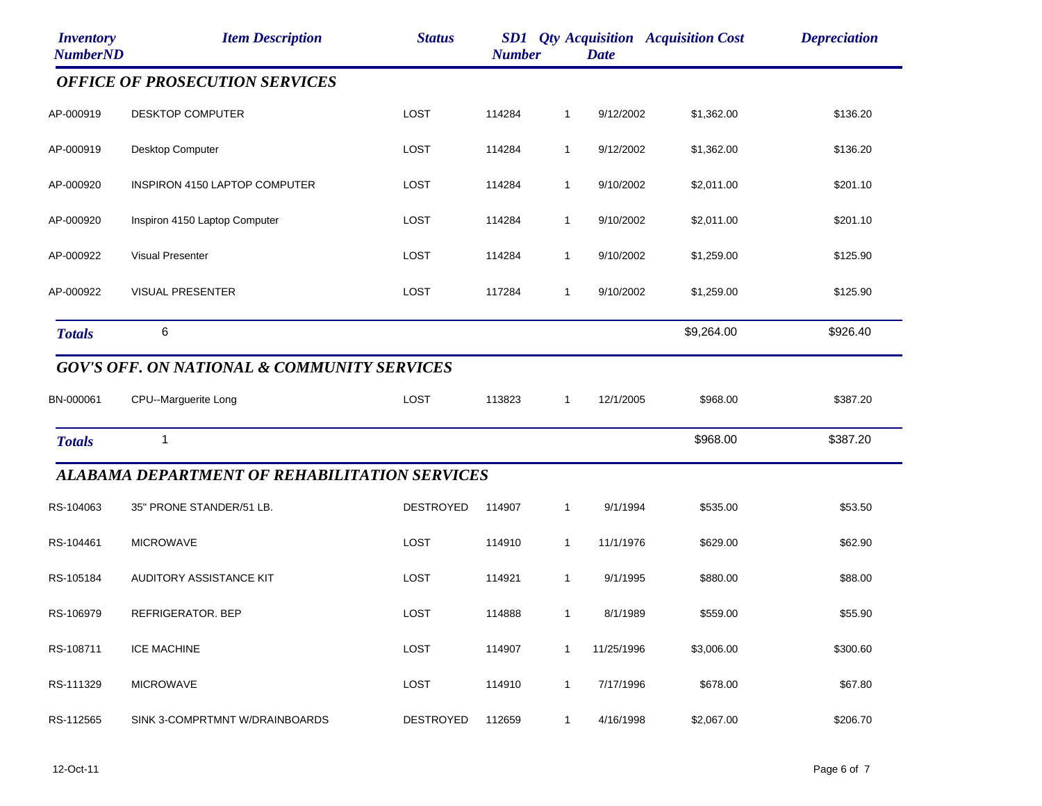| Inventory NumberND | Item Description | Status | SD1 Number | Qty | Acquisition Date | Acquisition Cost | Depreciation |
|---|---|---|---|---|---|---|---|
| ***OFFICE OF PROSECUTION SERVICES*** | | | | | | | |
| AP-000919 | DESKTOP COMPUTER | LOST | 114284 | 1 | 9/12/2002 | $1,362.00 | $136.20 |
| AP-000919 | Desktop Computer | LOST | 114284 | 1 | 9/12/2002 | $1,362.00 | $136.20 |
| AP-000920 | INSPIRON 4150 LAPTOP COMPUTER | LOST | 114284 | 1 | 9/10/2002 | $2,011.00 | $201.10 |
| AP-000920 | Inspiron 4150 Laptop Computer | LOST | 114284 | 1 | 9/10/2002 | $2,011.00 | $201.10 |
| AP-000922 | Visual Presenter | LOST | 114284 | 1 | 9/10/2002 | $1,259.00 | $125.90 |
| AP-000922 | VISUAL PRESENTER | LOST | 117284 | 1 | 9/10/2002 | $1,259.00 | $125.90 |
| ***Totals*** | 6 | | | | | $9,264.00 | $926.40 |
| ***GOV'S OFF. ON NATIONAL & COMMUNITY SERVICES*** | | | | | | | |
| BN-000061 | CPU--Marguerite Long | LOST | 113823 | 1 | 12/1/2005 | $968.00 | $387.20 |
| ***Totals*** | 1 | | | | | $968.00 | $387.20 |
| ***ALABAMA DEPARTMENT OF REHABILITATION SERVICES*** | | | | | | | |
| RS-104063 | 35" PRONE STANDER/51 LB. | DESTROYED | 114907 | 1 | 9/1/1994 | $535.00 | $53.50 |
| RS-104461 | MICROWAVE | LOST | 114910 | 1 | 11/1/1976 | $629.00 | $62.90 |
| RS-105184 | AUDITORY ASSISTANCE KIT | LOST | 114921 | 1 | 9/1/1995 | $880.00 | $88.00 |
| RS-106979 | REFRIGERATOR. BEP | LOST | 114888 | 1 | 8/1/1989 | $559.00 | $55.90 |
| RS-108711 | ICE MACHINE | LOST | 114907 | 1 | 11/25/1996 | $3,006.00 | $300.60 |
| RS-111329 | MICROWAVE | LOST | 114910 | 1 | 7/17/1996 | $678.00 | $67.80 |
| RS-112565 | SINK 3-COMPRTMNT W/DRAINBOARDS | DESTROYED | 112659 | 1 | 4/16/1998 | $2,067.00 | $206.70 |

12-Oct-11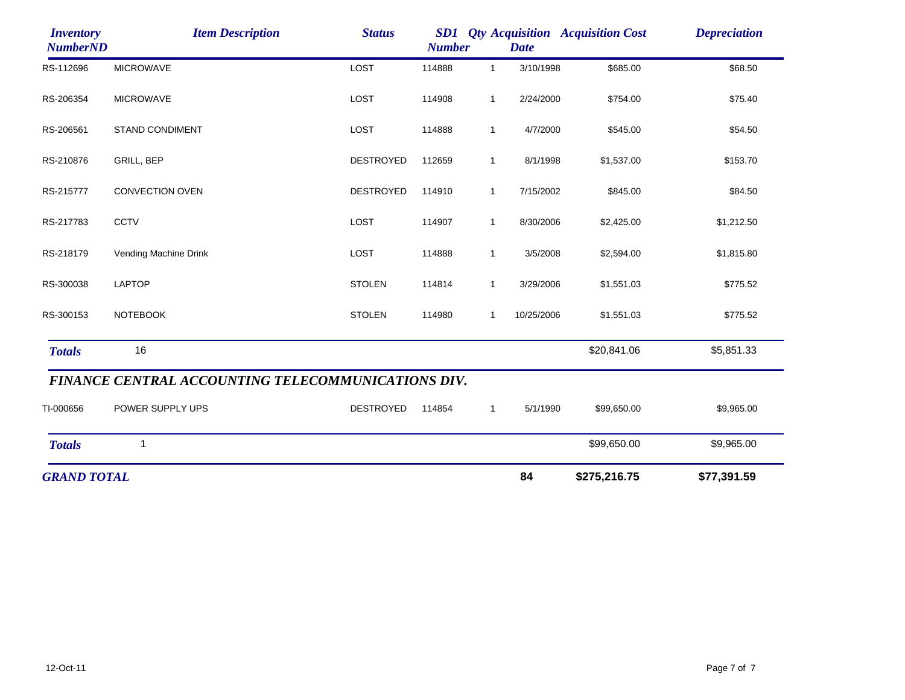| *Inventory NumberND* | *Item Description* | *Status* | *SD1 Number* | *Qty* | *Acquisition Date* | *Acquisition Cost* | *Depreciation* |
|---|---|---|---|---|---|---|---|
| RS-112696 | MICROWAVE | LOST | 114888 | 1 | 3/10/1998 | $685.00 | $68.50 |
| RS-206354 | MICROWAVE | LOST | 114908 | 1 | 2/24/2000 | $754.00 | $75.40 |
| RS-206561 | STAND CONDIMENT | LOST | 114888 | 1 | 4/7/2000 | $545.00 | $54.50 |
| RS-210876 | GRILL, BEP | DESTROYED | 112659 | 1 | 8/1/1998 | $1,537.00 | $153.70 |
| RS-215777 | CONVECTION OVEN | DESTROYED | 114910 | 1 | 7/15/2002 | $845.00 | $84.50 |
| RS-217783 | CCTV | LOST | 114907 | 1 | 8/30/2006 | $2,425.00 | $1,212.50 |
| RS-218179 | Vending Machine Drink | LOST | 114888 | 1 | 3/5/2008 | $2,594.00 | $1,815.80 |
| RS-300038 | LAPTOP | STOLEN | 114814 | 1 | 3/29/2006 | $1,551.03 | $775.52 |
| RS-300153 | NOTEBOOK | STOLEN | 114980 | 1 | 10/25/2006 | $1,551.03 | $775.52 |
| ***Totals*** | 16 | | | | | $20,841.06 | $5,851.33 |

### *FINANCE CENTRAL ACCOUNTING TELECOMMUNICATIONS DIV.*

| *Inventory NumberND* | *Item Description* | *Status* | *SD1 Number* | *Qty* | *Acquisition Date* | *Acquisition Cost* | *Depreciation* |
|---|---|---|---|---|---|---|---|
| TI-000656 | POWER SUPPLY UPS | DESTROYED | 114854 | 1 | 5/1/1990 | $99,650.00 | $9,965.00 |
| ***Totals*** | 1 | | | | | $99,650.00 | $9,965.00 |
| ***GRAND TOTAL*** | | | | | **84** | **$275,216.75** | **$77,391.59** |

12-Oct-11